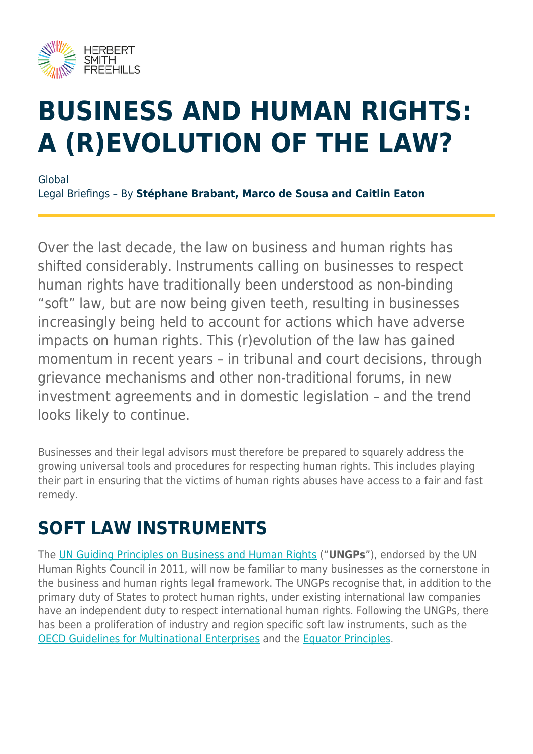# BUSINESS AND HUMAN RIGHTS: A (R)EVOLUTION OF THE LAW?

Global
Legal Briefings – By **Stéphane Brabant, Marco de Sousa and Caitlin Eaton**

Over the last decade, the law on business and human rights has shifted considerably. Instruments calling on businesses to respect human rights have traditionally been understood as non-binding "soft" law, but are now being given teeth, resulting in businesses increasingly being held to account for actions which have adverse impacts on human rights. This (r)evolution of the law has gained momentum in recent years – in tribunal and court decisions, through grievance mechanisms and other non-traditional forums, in new investment agreements and in domestic legislation – and the trend looks likely to continue.

Businesses and their legal advisors must therefore be prepared to squarely address the growing universal tools and procedures for respecting human rights. This includes playing their part in ensuring that the victims of human rights abuses have access to a fair and fast remedy.

## SOFT LAW INSTRUMENTS

The UN Guiding Principles on Business and Human Rights ("**UNGPs**"), endorsed by the UN Human Rights Council in 2011, will now be familiar to many businesses as the cornerstone in the business and human rights legal framework. The UNGPs recognise that, in addition to the primary duty of States to protect human rights, under existing international law companies have an independent duty to respect international human rights. Following the UNGPs, there has been a proliferation of industry and region specific soft law instruments, such as the OECD Guidelines for Multinational Enterprises and the Equator Principles.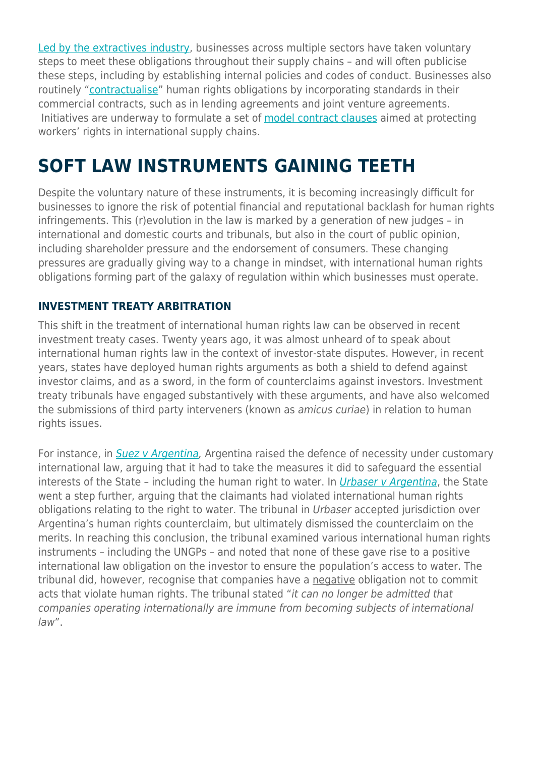Led by the extractives industry, businesses across multiple sectors have taken voluntary steps to meet these obligations throughout their supply chains – and will often publicise these steps, including by establishing internal policies and codes of conduct. Businesses also routinely "contractualise" human rights obligations by incorporating standards in their commercial contracts, such as in lending agreements and joint venture agreements. Initiatives are underway to formulate a set of model contract clauses aimed at protecting workers' rights in international supply chains.

## SOFT LAW INSTRUMENTS GAINING TEETH

Despite the voluntary nature of these instruments, it is becoming increasingly difficult for businesses to ignore the risk of potential financial and reputational backlash for human rights infringements. This (r)evolution in the law is marked by a generation of new judges – in international and domestic courts and tribunals, but also in the court of public opinion, including shareholder pressure and the endorsement of consumers. These changing pressures are gradually giving way to a change in mindset, with international human rights obligations forming part of the galaxy of regulation within which businesses must operate.

### INVESTMENT TREATY ARBITRATION

This shift in the treatment of international human rights law can be observed in recent investment treaty cases. Twenty years ago, it was almost unheard of to speak about international human rights law in the context of investor-state disputes. However, in recent years, states have deployed human rights arguments as both a shield to defend against investor claims, and as a sword, in the form of counterclaims against investors. Investment treaty tribunals have engaged substantively with these arguments, and have also welcomed the submissions of third party interveners (known as *amicus curiae*) in relation to human rights issues.

For instance, in *Suez v Argentina*, Argentina raised the defence of necessity under customary international law, arguing that it had to take the measures it did to safeguard the essential interests of the State – including the human right to water. In *Urbaser v Argentina*, the State went a step further, arguing that the claimants had violated international human rights obligations relating to the right to water. The tribunal in *Urbaser* accepted jurisdiction over Argentina's human rights counterclaim, but ultimately dismissed the counterclaim on the merits. In reaching this conclusion, the tribunal examined various international human rights instruments – including the UNGPs – and noted that none of these gave rise to a positive international law obligation on the investor to ensure the population's access to water. The tribunal did, however, recognise that companies have a negative obligation not to commit acts that violate human rights. The tribunal stated "*it can no longer be admitted that companies operating internationally are immune from becoming subjects of international law*".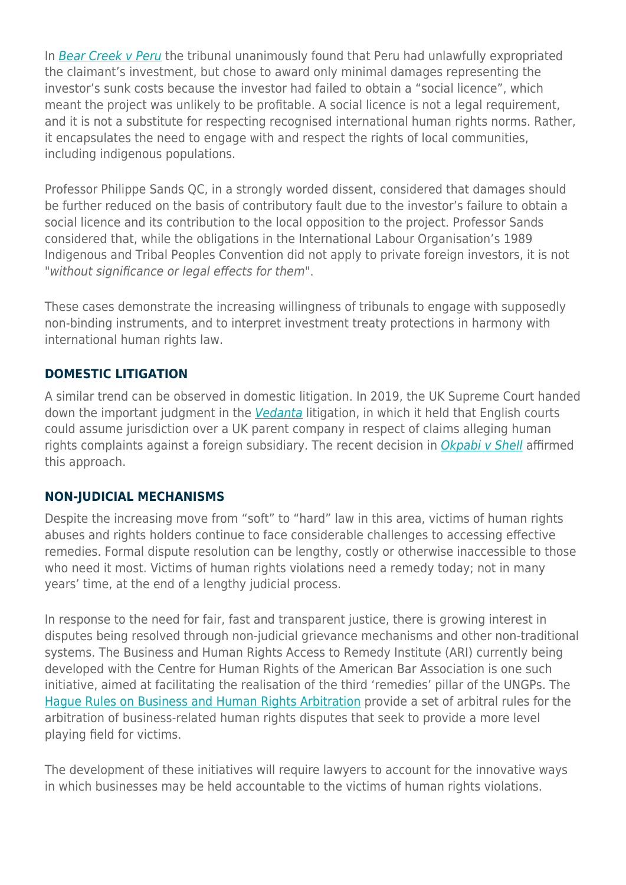In *Bear Creek v Peru* the tribunal unanimously found that Peru had unlawfully expropriated the claimant's investment, but chose to award only minimal damages representing the investor's sunk costs because the investor had failed to obtain a "social licence", which meant the project was unlikely to be profitable. A social licence is not a legal requirement, and it is not a substitute for respecting recognised international human rights norms. Rather, it encapsulates the need to engage with and respect the rights of local communities, including indigenous populations.

Professor Philippe Sands QC, in a strongly worded dissent, considered that damages should be further reduced on the basis of contributory fault due to the investor's failure to obtain a social licence and its contribution to the local opposition to the project. Professor Sands considered that, while the obligations in the International Labour Organisation's 1989 Indigenous and Tribal Peoples Convention did not apply to private foreign investors, it is not "*without significance or legal effects for them*".

These cases demonstrate the increasing willingness of tribunals to engage with supposedly non-binding instruments, and to interpret investment treaty protections in harmony with international human rights law.

## DOMESTIC LITIGATION

A similar trend can be observed in domestic litigation. In 2019, the UK Supreme Court handed down the important judgment in the *Vedanta* litigation, in which it held that English courts could assume jurisdiction over a UK parent company in respect of claims alleging human rights complaints against a foreign subsidiary. The recent decision in *Okpabi v Shell* affirmed this approach.

## NON-JUDICIAL MECHANISMS

Despite the increasing move from "soft" to "hard" law in this area, victims of human rights abuses and rights holders continue to face considerable challenges to accessing effective remedies. Formal dispute resolution can be lengthy, costly or otherwise inaccessible to those who need it most. Victims of human rights violations need a remedy today; not in many years' time, at the end of a lengthy judicial process.

In response to the need for fair, fast and transparent justice, there is growing interest in disputes being resolved through non-judicial grievance mechanisms and other non-traditional systems. The Business and Human Rights Access to Remedy Institute (ARI) currently being developed with the Centre for Human Rights of the American Bar Association is one such initiative, aimed at facilitating the realisation of the third 'remedies' pillar of the UNGPs. The Hague Rules on Business and Human Rights Arbitration provide a set of arbitral rules for the arbitration of business-related human rights disputes that seek to provide a more level playing field for victims.

The development of these initiatives will require lawyers to account for the innovative ways in which businesses may be held accountable to the victims of human rights violations.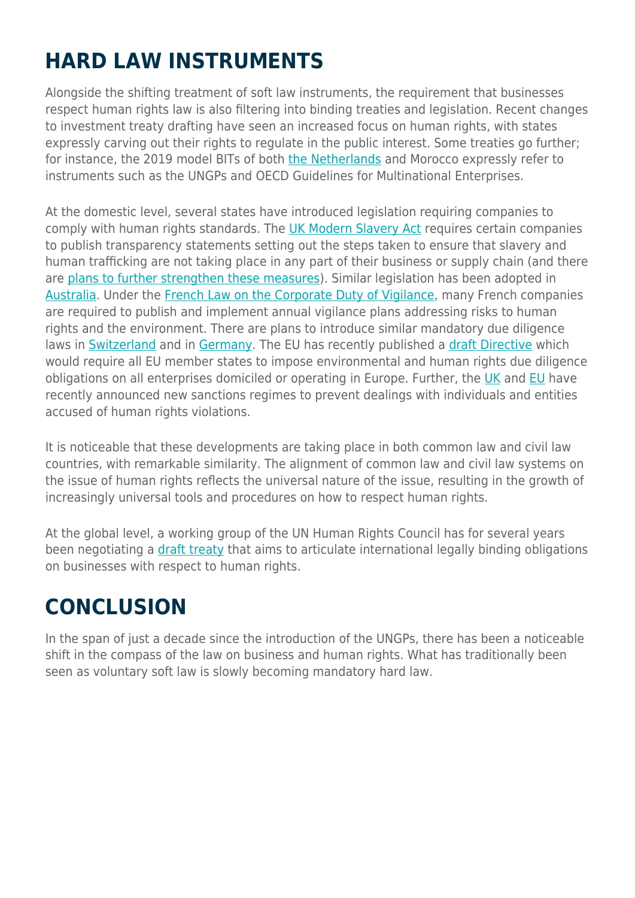## HARD LAW INSTRUMENTS

Alongside the shifting treatment of soft law instruments, the requirement that businesses respect human rights law is also filtering into binding treaties and legislation. Recent changes to investment treaty drafting have seen an increased focus on human rights, with states expressly carving out their rights to regulate in the public interest. Some treaties go further; for instance, the 2019 model BITs of both the Netherlands and Morocco expressly refer to instruments such as the UNGPs and OECD Guidelines for Multinational Enterprises.

At the domestic level, several states have introduced legislation requiring companies to comply with human rights standards. The UK Modern Slavery Act requires certain companies to publish transparency statements setting out the steps taken to ensure that slavery and human trafficking are not taking place in any part of their business or supply chain (and there are plans to further strengthen these measures). Similar legislation has been adopted in Australia. Under the French Law on the Corporate Duty of Vigilance, many French companies are required to publish and implement annual vigilance plans addressing risks to human rights and the environment. There are plans to introduce similar mandatory due diligence laws in Switzerland and in Germany. The EU has recently published a draft Directive which would require all EU member states to impose environmental and human rights due diligence obligations on all enterprises domiciled or operating in Europe. Further, the UK and EU have recently announced new sanctions regimes to prevent dealings with individuals and entities accused of human rights violations.

It is noticeable that these developments are taking place in both common law and civil law countries, with remarkable similarity. The alignment of common law and civil law systems on the issue of human rights reflects the universal nature of the issue, resulting in the growth of increasingly universal tools and procedures on how to respect human rights.

At the global level, a working group of the UN Human Rights Council has for several years been negotiating a draft treaty that aims to articulate international legally binding obligations on businesses with respect to human rights.

## CONCLUSION

In the span of just a decade since the introduction of the UNGPs, there has been a noticeable shift in the compass of the law on business and human rights. What has traditionally been seen as voluntary soft law is slowly becoming mandatory hard law.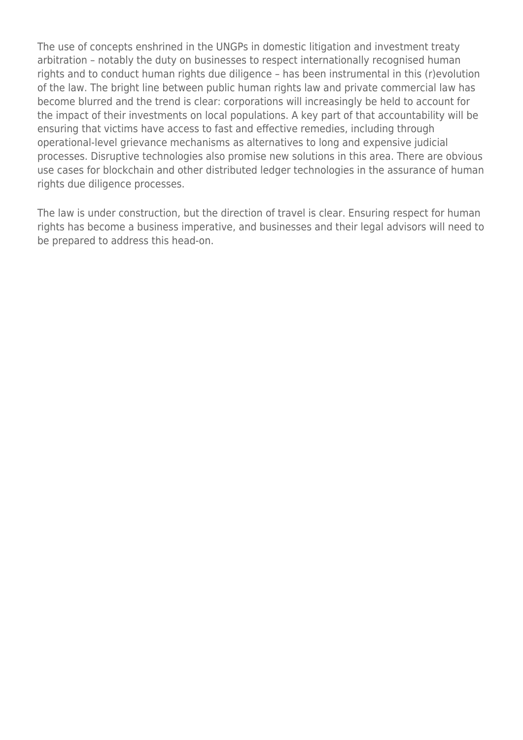The use of concepts enshrined in the UNGPs in domestic litigation and investment treaty arbitration – notably the duty on businesses to respect internationally recognised human rights and to conduct human rights due diligence – has been instrumental in this (r)evolution of the law. The bright line between public human rights law and private commercial law has become blurred and the trend is clear: corporations will increasingly be held to account for the impact of their investments on local populations. A key part of that accountability will be ensuring that victims have access to fast and effective remedies, including through operational-level grievance mechanisms as alternatives to long and expensive judicial processes. Disruptive technologies also promise new solutions in this area. There are obvious use cases for blockchain and other distributed ledger technologies in the assurance of human rights due diligence processes.

The law is under construction, but the direction of travel is clear. Ensuring respect for human rights has become a business imperative, and businesses and their legal advisors will need to be prepared to address this head-on.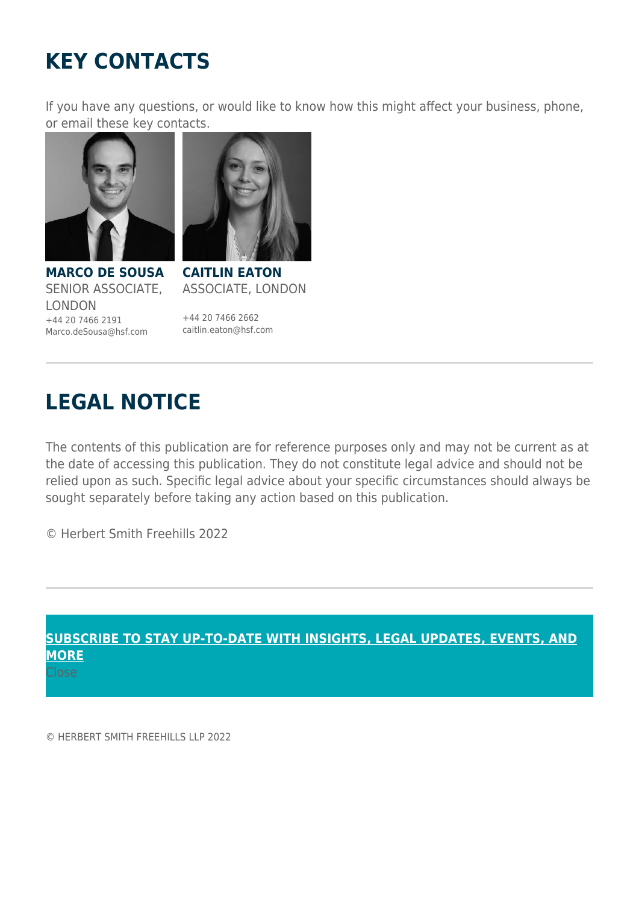## KEY CONTACTS

If you have any questions, or would like to know how this might affect your business, phone, or email these key contacts.

**MARCO DE SOUSA**
SENIOR ASSOCIATE, LONDON
+44 20 7466 2191
Marco.deSousa@hsf.com

**CAITLIN EATON**
ASSOCIATE, LONDON
+44 20 7466 2662
caitlin.eaton@hsf.com

## LEGAL NOTICE

The contents of this publication are for reference purposes only and may not be current as at the date of accessing this publication. They do not constitute legal advice and should not be relied upon as such. Specific legal advice about your specific circumstances should always be sought separately before taking any action based on this publication.

© Herbert Smith Freehills 2022

**SUBSCRIBE TO STAY UP-TO-DATE WITH INSIGHTS, LEGAL UPDATES, EVENTS, AND MORE**

Close

© HERBERT SMITH FREEHILLS LLP 2022